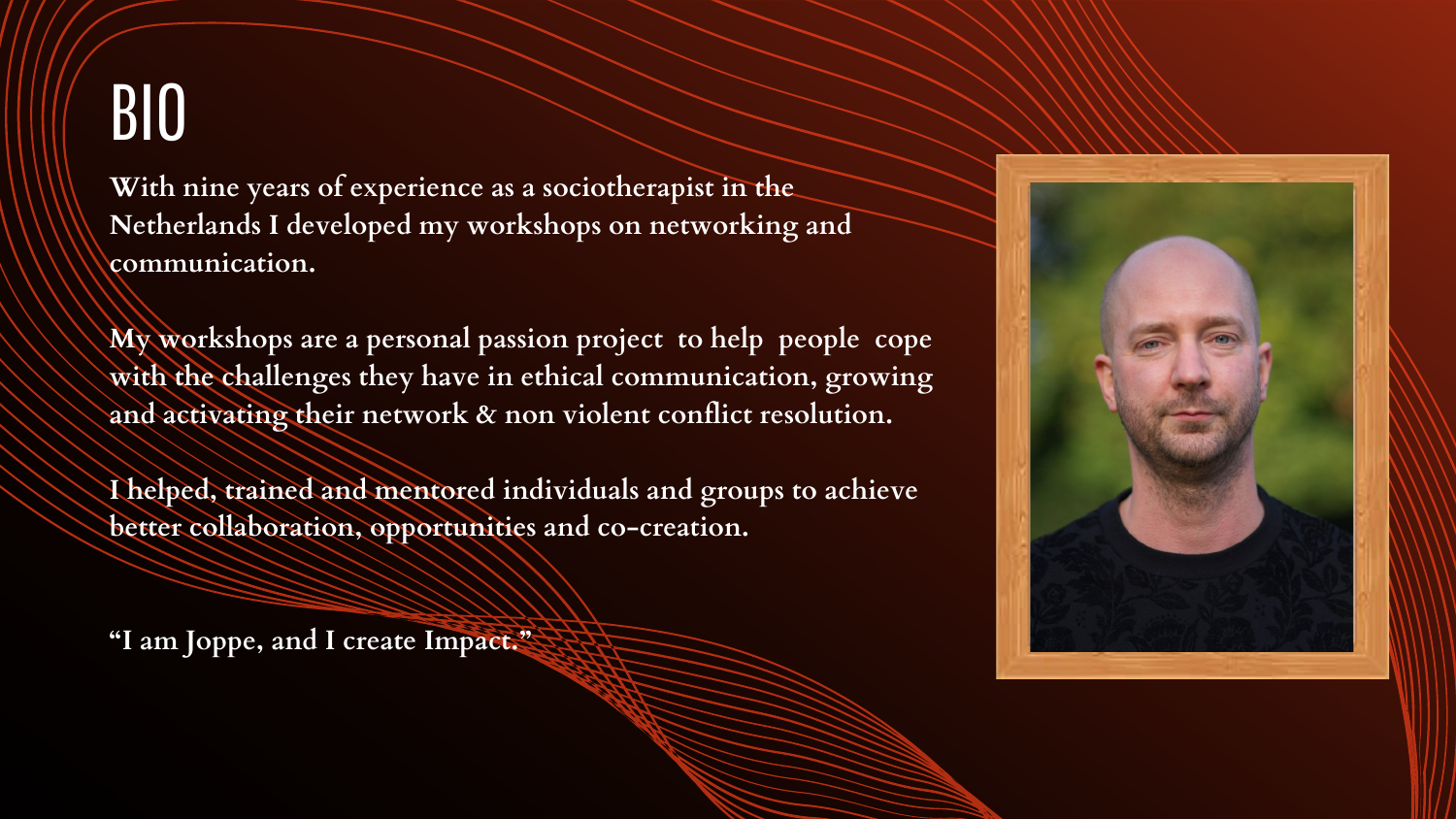# BIO

**With nine years of experience as a sociotherapist in the Netherlands I developed my workshops on networking and communication.**

**My workshops are a personal passion project to help people cope with the challenges they have in ethical communication, growing and activating their network & non violent conflict resolution.**

**I helped, trained and mentored individuals and groups to achieve better collaboration, opportunities and co-creation.**

**"I am Joppe, and I create Impact."**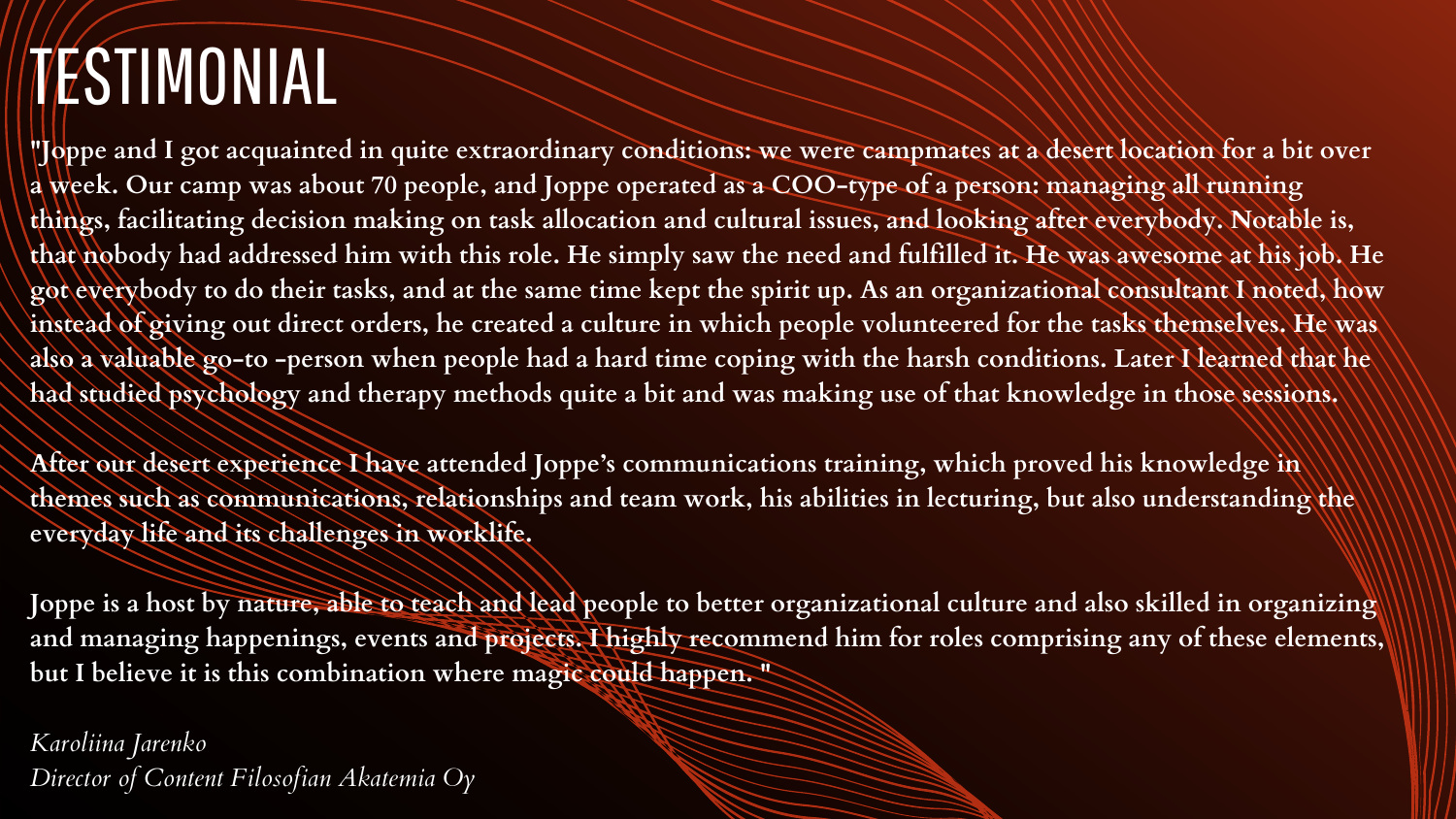# TESTIMONIAL

**"Joppe and I got acquainted in quite extraordinary conditions: we were campmates at a desert location for a bit over a week. Our camp was about 70 people, and Joppe operated as a COO-type of a person: managing all running things, facilitating decision making on task allocation and cultural issues, and looking after everybody. Notable is, that nobody had addressed him with this role. He simply saw the need and fulfilled it. He was awesome at his job. He got everybody to do their tasks, and at the same time kept the spirit up. As an organizational consultant I noted, how instead of giving out direct orders, he created a culture in which people volunteered for the tasks themselves. He was also a valuable go-to -person when people had a hard time coping with the harsh conditions. Later I learned that he had studied psychology and therapy methods quite a bit and was making use of that knowledge in those sessions.**

**After our desert experience I have attended Joppe's communications training, which proved his knowledge in themes such as communications, relationships and team work, his abilities in lecturing, but also understanding the everyday life and its challenges in worklife.**

**Joppe is a host by nature, able to teach and lead people to better organizational culture and also skilled in organizing and managing happenings, events and projects. I highly recommend him for roles comprising any of these elements, but I believe it is this combination where magic could happen. "**

*Karoliina Jarenko*
*Director of Content Filosofian Akatemia Oy*